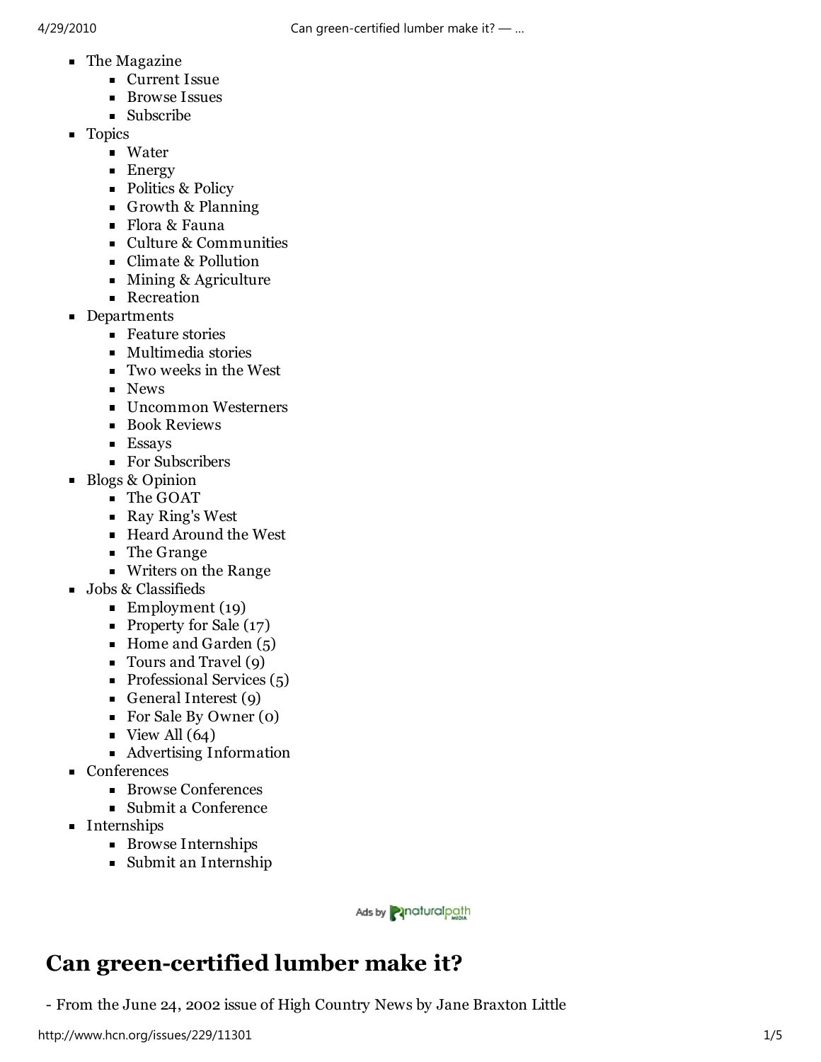- The Magazine
  - Current Issue
  - Browse Issues
  - Subscribe
- Topics
  - Water
  - Energy
  - Politics & Policy
  - Growth & Planning
  - Flora & Fauna
  - Culture & Communities
  - Climate & Pollution
  - Mining & Agriculture
  - Recreation
- Departments
  - Feature stories
  - Multimedia stories
  - Two weeks in the West
  - News
  - Uncommon Westerners
  - Book Reviews
  - Essays
  - For Subscribers
- Blogs & Opinion
  - The GOAT
  - Ray Ring's West
  - Heard Around the West
  - The Grange
  - Writers on the Range
- Jobs & Classifieds
  - Employment (19)
  - Property for Sale (17)
  - Home and Garden (5)
  - Tours and Travel (9)
  - Professional Services (5)
  - General Interest (9)
  - For Sale By Owner (0)
  - View All (64)
  - Advertising Information
- Conferences
  - Browse Conferences
  - Submit a Conference
- Internships
  - Browse Internships
  - Submit an Internship

Ads by naturalpath

# Can green-certified lumber make it?

- From the June 24, 2002 issue of High Country News by Jane Braxton Little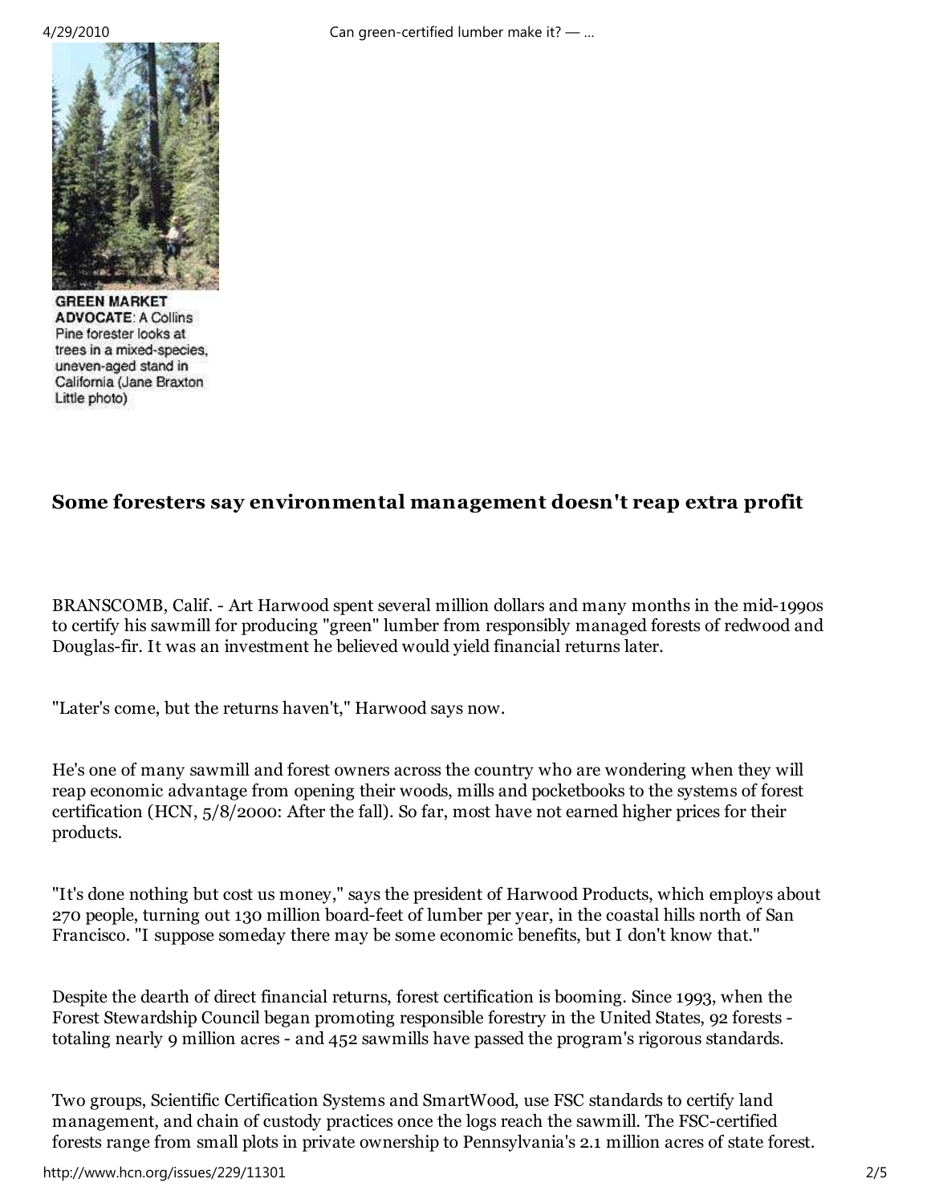**GREEN MARKET ADVOCATE**: A Collins Pine forester looks at trees in a mixed-species, uneven-aged stand in California (Jane Braxton Little photo)

## Some foresters say environmental management doesn't reap extra profit

BRANSCOMB, Calif. - Art Harwood spent several million dollars and many months in the mid-1990s to certify his sawmill for producing "green" lumber from responsibly managed forests of redwood and Douglas-fir. It was an investment he believed would yield financial returns later.

"Later's come, but the returns haven't," Harwood says now.

He's one of many sawmill and forest owners across the country who are wondering when they will reap economic advantage from opening their woods, mills and pocketbooks to the systems of forest certification (HCN, 5/8/2000: After the fall). So far, most have not earned higher prices for their products.

"It's done nothing but cost us money," says the president of Harwood Products, which employs about 270 people, turning out 130 million board-feet of lumber per year, in the coastal hills north of San Francisco. "I suppose someday there may be some economic benefits, but I don't know that."

Despite the dearth of direct financial returns, forest certification is booming. Since 1993, when the Forest Stewardship Council began promoting responsible forestry in the United States, 92 forests - totaling nearly 9 million acres - and 452 sawmills have passed the program's rigorous standards.

Two groups, Scientific Certification Systems and SmartWood, use FSC standards to certify land management, and chain of custody practices once the logs reach the sawmill. The FSC-certified forests range from small plots in private ownership to Pennsylvania's 2.1 million acres of state forest.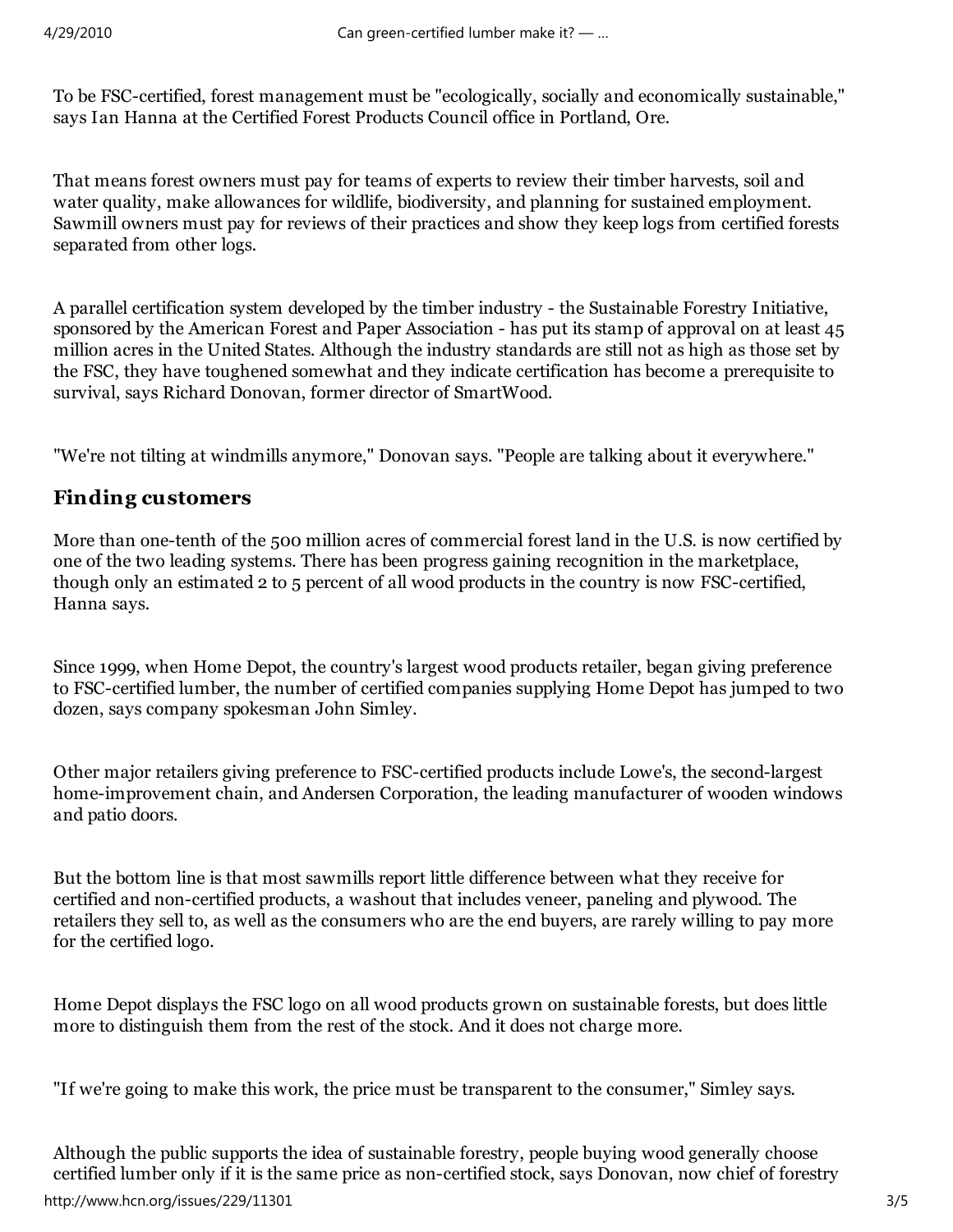To be FSC-certified, forest management must be "ecologically, socially and economically sustainable," says Ian Hanna at the Certified Forest Products Council office in Portland, Ore.

That means forest owners must pay for teams of experts to review their timber harvests, soil and water quality, make allowances for wildlife, biodiversity, and planning for sustained employment. Sawmill owners must pay for reviews of their practices and show they keep logs from certified forests separated from other logs.

A parallel certification system developed by the timber industry - the Sustainable Forestry Initiative, sponsored by the American Forest and Paper Association - has put its stamp of approval on at least 45 million acres in the United States. Although the industry standards are still not as high as those set by the FSC, they have toughened somewhat and they indicate certification has become a prerequisite to survival, says Richard Donovan, former director of SmartWood.

"We're not tilting at windmills anymore," Donovan says. "People are talking about it everywhere."

## Finding customers

More than one-tenth of the 500 million acres of commercial forest land in the U.S. is now certified by one of the two leading systems. There has been progress gaining recognition in the marketplace, though only an estimated 2 to 5 percent of all wood products in the country is now FSC-certified, Hanna says.

Since 1999, when Home Depot, the country's largest wood products retailer, began giving preference to FSC-certified lumber, the number of certified companies supplying Home Depot has jumped to two dozen, says company spokesman John Simley.

Other major retailers giving preference to FSC-certified products include Lowe's, the second-largest home-improvement chain, and Andersen Corporation, the leading manufacturer of wooden windows and patio doors.

But the bottom line is that most sawmills report little difference between what they receive for certified and non-certified products, a washout that includes veneer, paneling and plywood. The retailers they sell to, as well as the consumers who are the end buyers, are rarely willing to pay more for the certified logo.

Home Depot displays the FSC logo on all wood products grown on sustainable forests, but does little more to distinguish them from the rest of the stock. And it does not charge more.

"If we're going to make this work, the price must be transparent to the consumer," Simley says.

Although the public supports the idea of sustainable forestry, people buying wood generally choose certified lumber only if it is the same price as non-certified stock, says Donovan, now chief of forestry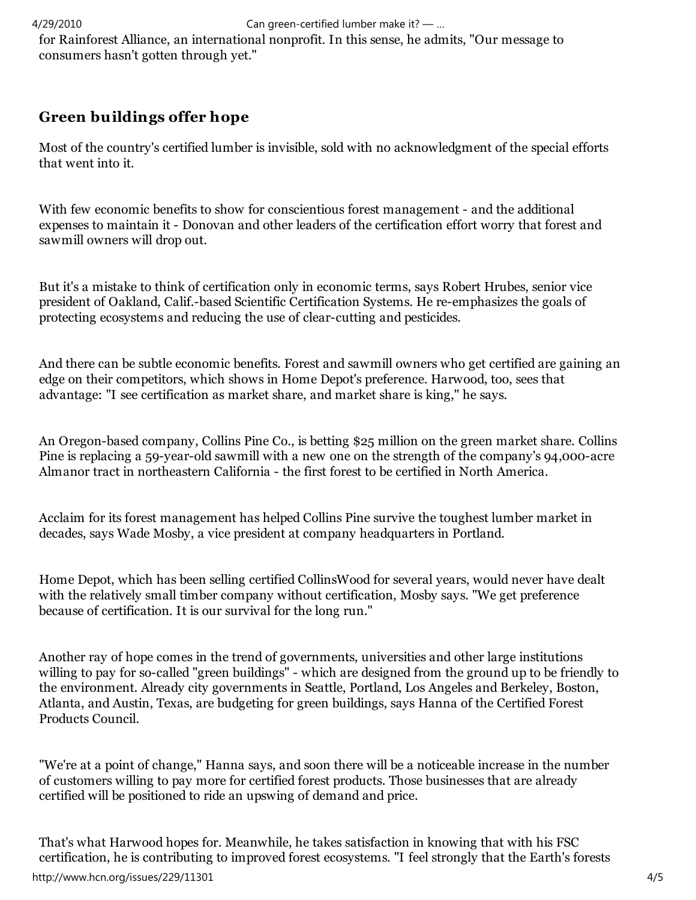for Rainforest Alliance, an international nonprofit. In this sense, he admits, "Our message to consumers hasn't gotten through yet."

## Green buildings offer hope

Most of the country's certified lumber is invisible, sold with no acknowledgment of the special efforts that went into it.

With few economic benefits to show for conscientious forest management - and the additional expenses to maintain it - Donovan and other leaders of the certification effort worry that forest and sawmill owners will drop out.

But it's a mistake to think of certification only in economic terms, says Robert Hrubes, senior vice president of Oakland, Calif.-based Scientific Certification Systems. He re-emphasizes the goals of protecting ecosystems and reducing the use of clear-cutting and pesticides.

And there can be subtle economic benefits. Forest and sawmill owners who get certified are gaining an edge on their competitors, which shows in Home Depot's preference. Harwood, too, sees that advantage: "I see certification as market share, and market share is king," he says.

An Oregon-based company, Collins Pine Co., is betting $25 million on the green market share. Collins Pine is replacing a 59-year-old sawmill with a new one on the strength of the company's 94,000-acre Almanor tract in northeastern California - the first forest to be certified in North America.

Acclaim for its forest management has helped Collins Pine survive the toughest lumber market in decades, says Wade Mosby, a vice president at company headquarters in Portland.

Home Depot, which has been selling certified CollinsWood for several years, would never have dealt with the relatively small timber company without certification, Mosby says. "We get preference because of certification. It is our survival for the long run."

Another ray of hope comes in the trend of governments, universities and other large institutions willing to pay for so-called "green buildings" - which are designed from the ground up to be friendly to the environment. Already city governments in Seattle, Portland, Los Angeles and Berkeley, Boston, Atlanta, and Austin, Texas, are budgeting for green buildings, says Hanna of the Certified Forest Products Council.

"We're at a point of change," Hanna says, and soon there will be a noticeable increase in the number of customers willing to pay more for certified forest products. Those businesses that are already certified will be positioned to ride an upswing of demand and price.

That's what Harwood hopes for. Meanwhile, he takes satisfaction in knowing that with his FSC certification, he is contributing to improved forest ecosystems. "I feel strongly that the Earth's forests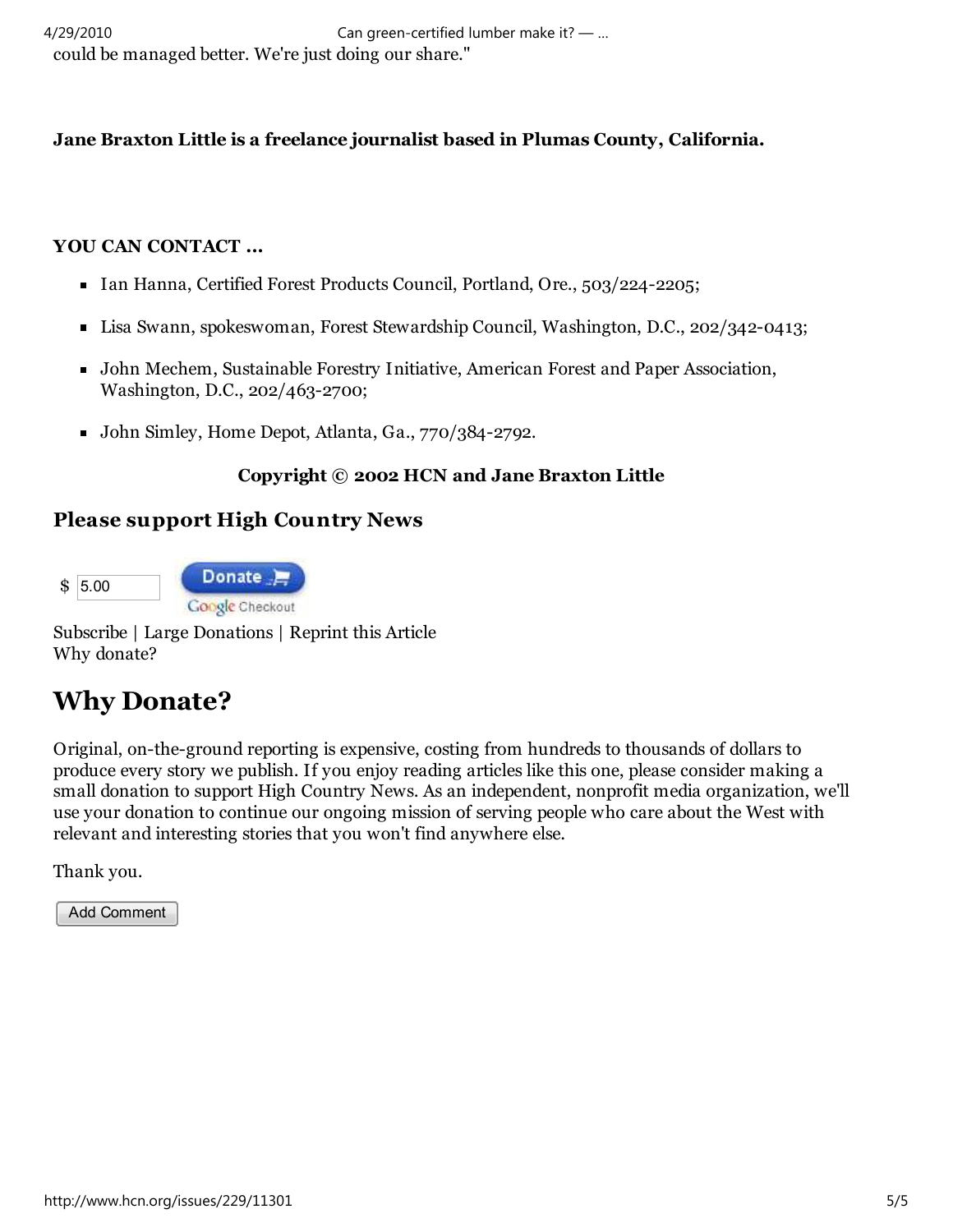could be managed better. We're just doing our share."

**Jane Braxton Little is a freelance journalist based in Plumas County, California.**

**YOU CAN CONTACT ...**

- Ian Hanna, Certified Forest Products Council, Portland, Ore., 503/224-2205;
- Lisa Swann, spokeswoman, Forest Stewardship Council, Washington, D.C., 202/342-0413;
- John Mechem, Sustainable Forestry Initiative, American Forest and Paper Association, Washington, D.C., 202/463-2700;
- John Simley, Home Depot, Atlanta, Ga., 770/384-2792.

**Copyright © 2002 HCN and Jane Braxton Little**

### Please support High Country News

$ 5.00 Donate Google Checkout

Subscribe | Large Donations | Reprint this Article
Why donate?

## Why Donate?

Original, on-the-ground reporting is expensive, costing from hundreds to thousands of dollars to produce every story we publish. If you enjoy reading articles like this one, please consider making a small donation to support High Country News. As an independent, nonprofit media organization, we'll use your donation to continue our ongoing mission of serving people who care about the West with relevant and interesting stories that you won't find anywhere else.

Thank you.

Add Comment